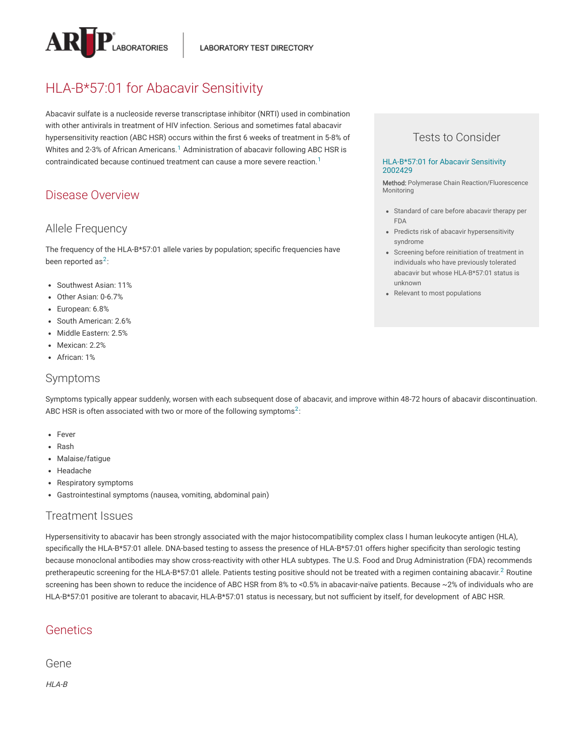ARUP LABORATORIES | LABORATORY TEST DIRECTORY

# HLA-B*57:01 for Abacavir Sensitivity

Abacavir sulfate is a nucleoside reverse transcriptase inhibitor (NRTI) used in combination with other antivirals in treatment of HIV infection. Serious and sometimes fatal abacavir hypersensitivity reaction (ABC HSR) occurs within the first 6 weeks of treatment in 5-8% of Whites and 2-3% of African Americans.[1] Administration of abacavir following ABC HSR is contraindicated because continued treatment can cause a more severe reaction.[1]

## Tests to Consider

HLA-B*57:01 for Abacavir Sensitivity 2002429

**Method:** Polymerase Chain Reaction/Fluorescence Monitoring

- Standard of care before abacavir therapy per FDA
- Predicts risk of abacavir hypersensitivity syndrome
- Screening before reinitiation of treatment in individuals who have previously tolerated abacavir but whose HLA-B*57:01 status is unknown
- Relevant to most populations

## Disease Overview

### Allele Frequency

The frequency of the HLA-B*57:01 allele varies by population; specific frequencies have been reported as[2]:

- Southwest Asian: 11%
- Other Asian: 0-6.7%
- European: 6.8%
- South American: 2.6%
- Middle Eastern: 2.5%
- Mexican: 2.2%
- African: 1%

### Symptoms

Symptoms typically appear suddenly, worsen with each subsequent dose of abacavir, and improve within 48-72 hours of abacavir discontinuation. ABC HSR is often associated with two or more of the following symptoms[2]:

- Fever
- Rash
- Malaise/fatigue
- Headache
- Respiratory symptoms
- Gastrointestinal symptoms (nausea, vomiting, abdominal pain)

### Treatment Issues

Hypersensitivity to abacavir has been strongly associated with the major histocompatibility complex class I human leukocyte antigen (HLA), specifically the HLA-B*57:01 allele. DNA-based testing to assess the presence of HLA-B*57:01 offers higher specificity than serologic testing because monoclonal antibodies may show cross-reactivity with other HLA subtypes. The U.S. Food and Drug Administration (FDA) recommends pretherapeutic screening for the HLA-B*57:01 allele. Patients testing positive should not be treated with a regimen containing abacavir.[2] Routine screening has been shown to reduce the incidence of ABC HSR from 8% to <0.5% in abacavir-naïve patients. Because ~2% of individuals who are HLA-B*57:01 positive are tolerant to abacavir, HLA-B*57:01 status is necessary, but not sufficient by itself, for development of ABC HSR.

## Genetics

### Gene

*HLA-B*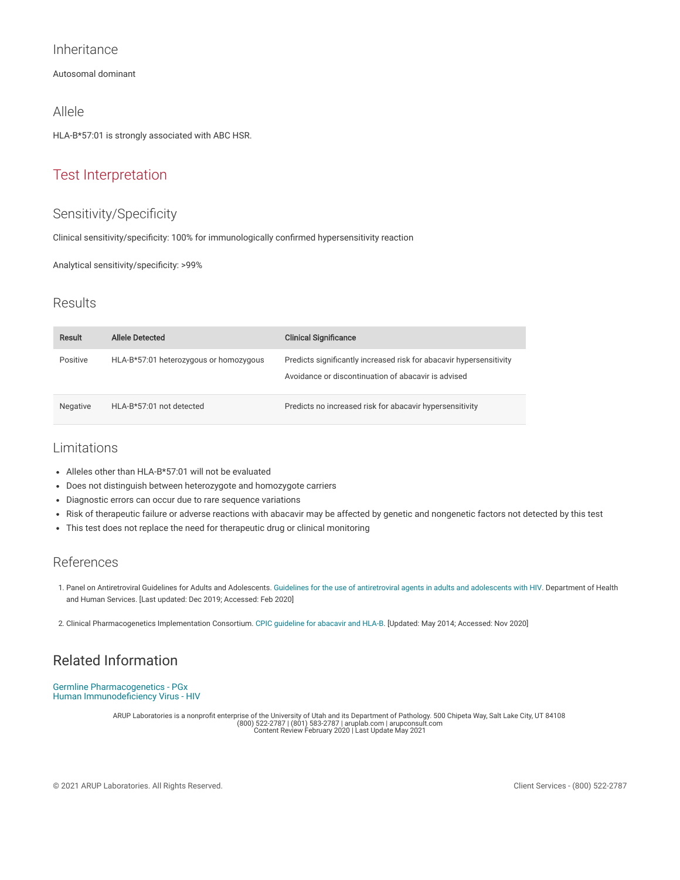## Inheritance

Autosomal dominant

## Allele

HLA-B*57:01 is strongly associated with ABC HSR.

# Test Interpretation

## Sensitivity/Specificity

Clinical sensitivity/specificity: 100% for immunologically confirmed hypersensitivity reaction

Analytical sensitivity/specificity: >99%

## Results

| Result | Allele Detected | Clinical Significance |
|---|---|---|
| Positive | HLA-B*57:01 heterozygous or homozygous | Predicts significantly increased risk for abacavir hypersensitivity<br>Avoidance or discontinuation of abacavir is advised |
| Negative | HLA-B*57:01 not detected | Predicts no increased risk for abacavir hypersensitivity |

## Limitations

- Alleles other than HLA-B*57:01 will not be evaluated
- Does not distinguish between heterozygote and homozygote carriers
- Diagnostic errors can occur due to rare sequence variations
- Risk of therapeutic failure or adverse reactions with abacavir may be affected by genetic and nongenetic factors not detected by this test
- This test does not replace the need for therapeutic drug or clinical monitoring

## References

1. Panel on Antiretroviral Guidelines for Adults and Adolescents. Guidelines for the use of antiretroviral agents in adults and adolescents with HIV. Department of Health and Human Services. [Last updated: Dec 2019; Accessed: Feb 2020]

2. Clinical Pharmacogenetics Implementation Consortium. CPIC guideline for abacavir and HLA-B. [Updated: May 2014; Accessed: Nov 2020]

## Related Information

Germline Pharmacogenetics - PGx
Human Immunodeficiency Virus - HIV

ARUP Laboratories is a nonprofit enterprise of the University of Utah and its Department of Pathology. 500 Chipeta Way, Salt Lake City, UT 84108
(800) 522-2787 | (801) 583-2787 | aruplab.com | arupconsult.com
Content Review February 2020 | Last Update May 2021

© 2021 ARUP Laboratories. All Rights Reserved.

Client Services - (800) 522-2787